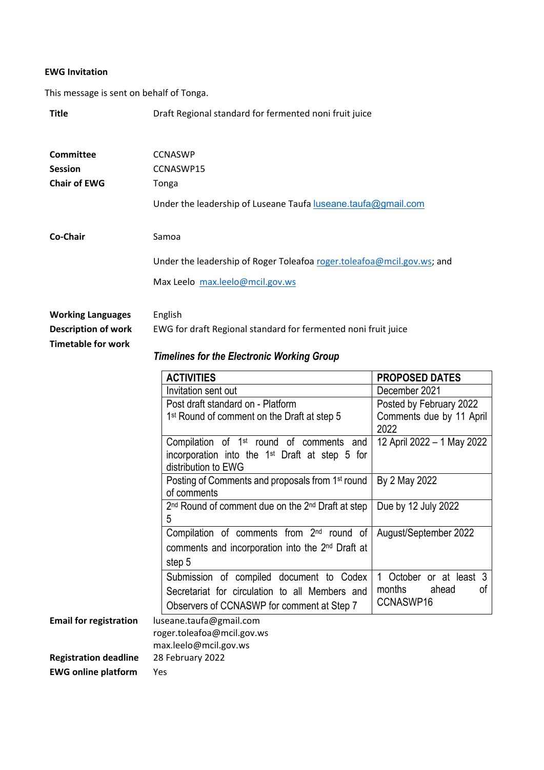**EWG Invitation**

This message is sent on behalf of Tonga.

**Title** Draft Regional standard for fermented noni fruit juice

**Committee** CCNASWP

**Session** CCNASWP15

**Chair of EWG** Tonga

Under the leadership of Luseane Taufa luseane.taufa@gmail.com

**Co-Chair** Samoa

Under the leadership of Roger Toleafoa roger.toleafoa@mcil.gov.ws; and

Max Leelo max.leelo@mcil.gov.ws

**Working Languages** English

**Description of work** EWG for draft Regional standard for fermented noni fruit juice

**Timetable for work**

***Timelines for the Electronic Working Group***

| ACTIVITIES | PROPOSED DATES |
|---|---|
| Invitation sent out | December 2021 |
| Post draft standard on - Platform<br>1st Round of comment on the Draft at step 5 | Posted by February 2022<br>Comments due by 11 April 2022 |
| Compilation of 1st round of comments and incorporation into the 1st Draft at step 5 for distribution to EWG | 12 April 2022 – 1 May 2022 |
| Posting of Comments and proposals from 1st round of comments | By 2 May 2022 |
| 2nd Round of comment due on the 2nd Draft at step 5 | Due by 12 July 2022 |
| Compilation of comments from 2nd round of comments and incorporation into the 2nd Draft at step 5 | August/September 2022 |
| Submission of compiled document to Codex Secretariat for circulation to all Members and Observers of CCNASWP for comment at Step 7 | 1 October or at least 3 months ahead of CCNASWP16 |

**Email for registration** luseane.taufa@gmail.com
roger.toleafoa@mcil.gov.ws
max.leelo@mcil.gov.ws

**Registration deadline** 28 February 2022

**EWG online platform** Yes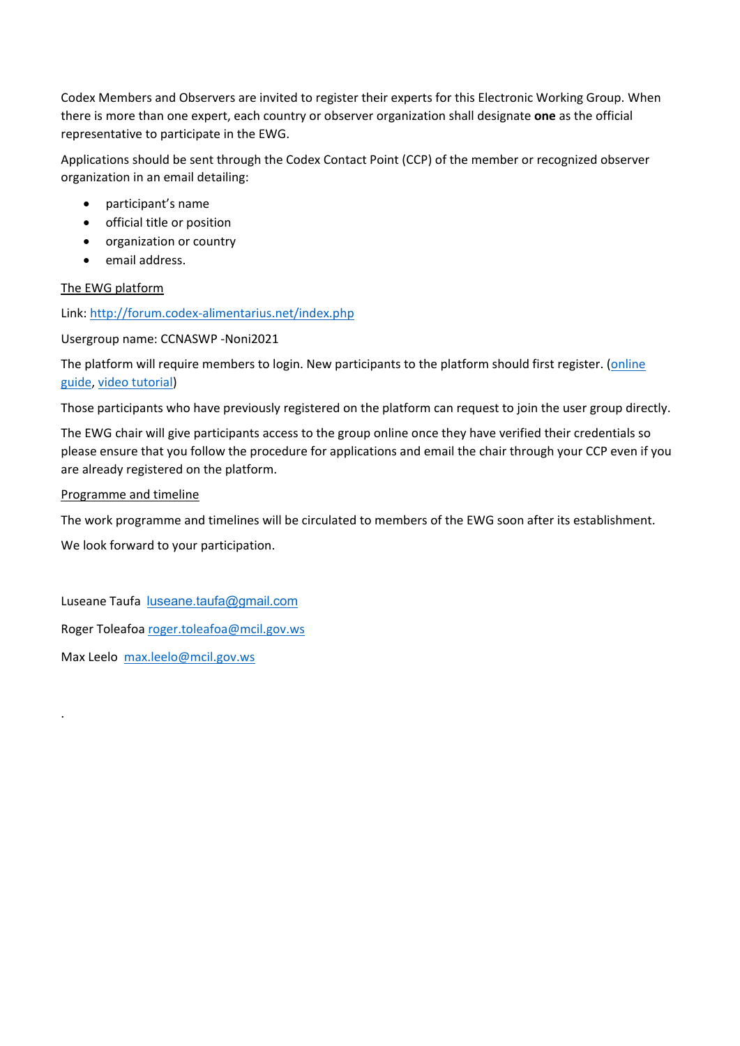Codex Members and Observers are invited to register their experts for this Electronic Working Group. When there is more than one expert, each country or observer organization shall designate **one** as the official representative to participate in the EWG.

Applications should be sent through the Codex Contact Point (CCP) of the member or recognized observer organization in an email detailing:

- participant's name
- official title or position
- organization or country
- email address.

<u>The EWG platform</u>

Link: [http://forum.codex-alimentarius.net/index.php](http://forum.codex-alimentarius.net/index.php)

Usergroup name: CCNASWP -Noni2021

The platform will require members to login. New participants to the platform should first register. (online guide, video tutorial)

Those participants who have previously registered on the platform can request to join the user group directly.

The EWG chair will give participants access to the group online once they have verified their credentials so please ensure that you follow the procedure for applications and email the chair through your CCP even if you are already registered on the platform.

<u>Programme and timeline</u>

The work programme and timelines will be circulated to members of the EWG soon after its establishment.

We look forward to your participation.

Luseane Taufa luseane.taufa@gmail.com

Roger Toleafoa roger.toleafoa@mcil.gov.ws

Max Leelo max.leelo@mcil.gov.ws

.